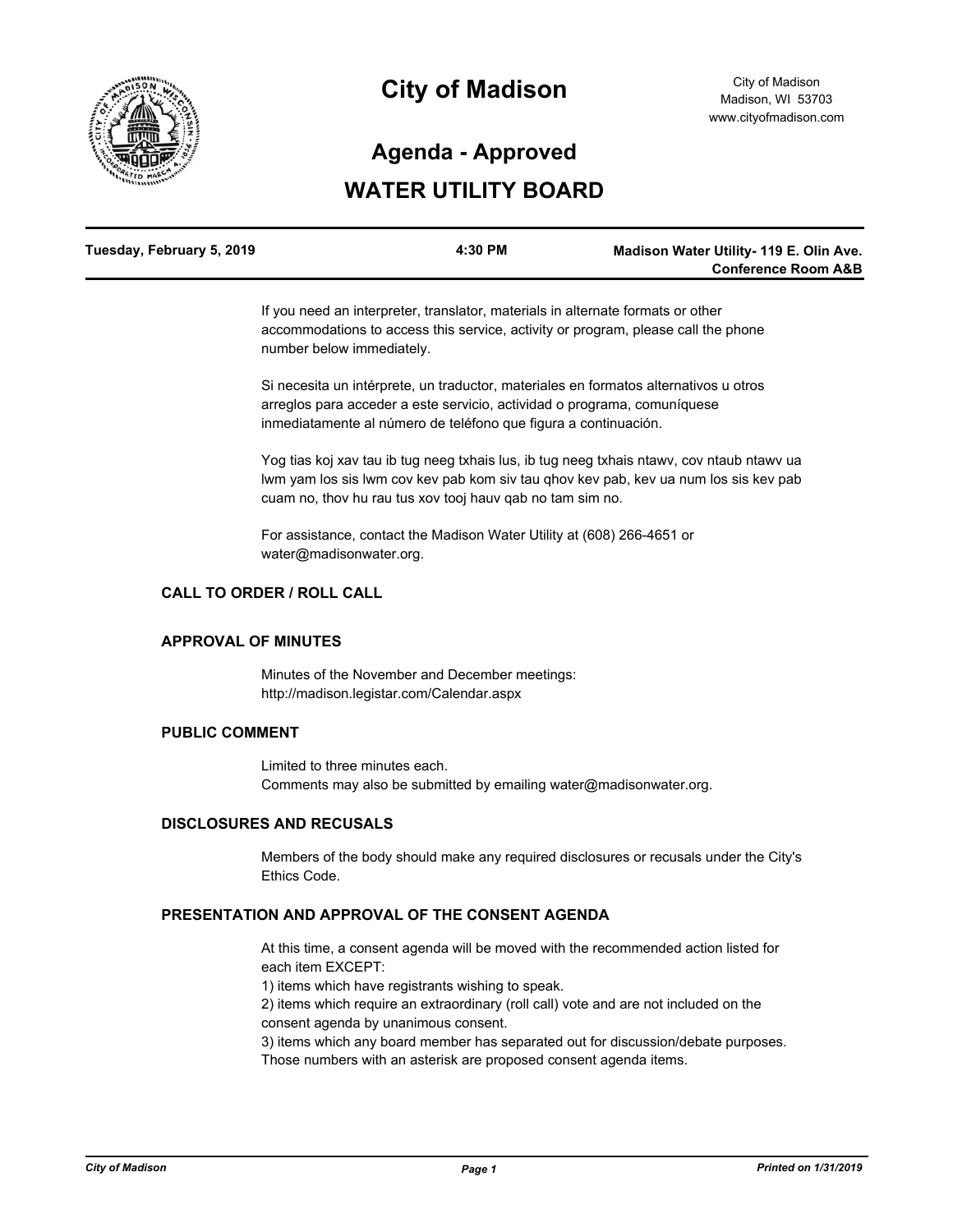# City of Madison

City of Madison
Madison, WI 53703
www.cityofmadison.com

## Agenda - Approved

## WATER UTILITY BOARD

| Tuesday, February 5, 2019 | 4:30 PM | Madison Water Utility- 119 E. Olin Ave. Conference Room A&B |
|---|---|---|

If you need an interpreter, translator, materials in alternate formats or other accommodations to access this service, activity or program, please call the phone number below immediately.

Si necesita un intérprete, un traductor, materiales en formatos alternativos u otros arreglos para acceder a este servicio, actividad o programa, comuníquese inmediatamente al número de teléfono que figura a continuación.

Yog tias koj xav tau ib tug neeg txhais lus, ib tug neeg txhais ntawv, cov ntaub ntawv ua lwm yam los sis lwm cov kev pab kom siv tau qhov kev pab, kev ua num los sis kev pab cuam no, thov hu rau tus xov tooj hauv qab no tam sim no.

For assistance, contact the Madison Water Utility at (608) 266-4651 or water@madisonwater.org.

### CALL TO ORDER / ROLL CALL

### APPROVAL OF MINUTES

Minutes of the November and December meetings:
http://madison.legistar.com/Calendar.aspx

### PUBLIC COMMENT

Limited to three minutes each.
Comments may also be submitted by emailing water@madisonwater.org.

### DISCLOSURES AND RECUSALS

Members of the body should make any required disclosures or recusals under the City's Ethics Code.

### PRESENTATION AND APPROVAL OF THE CONSENT AGENDA

At this time, a consent agenda will be moved with the recommended action listed for each item EXCEPT:
1) items which have registrants wishing to speak.
2) items which require an extraordinary (roll call) vote and are not included on the consent agenda by unanimous consent.
3) items which any board member has separated out for discussion/debate purposes.
Those numbers with an asterisk are proposed consent agenda items.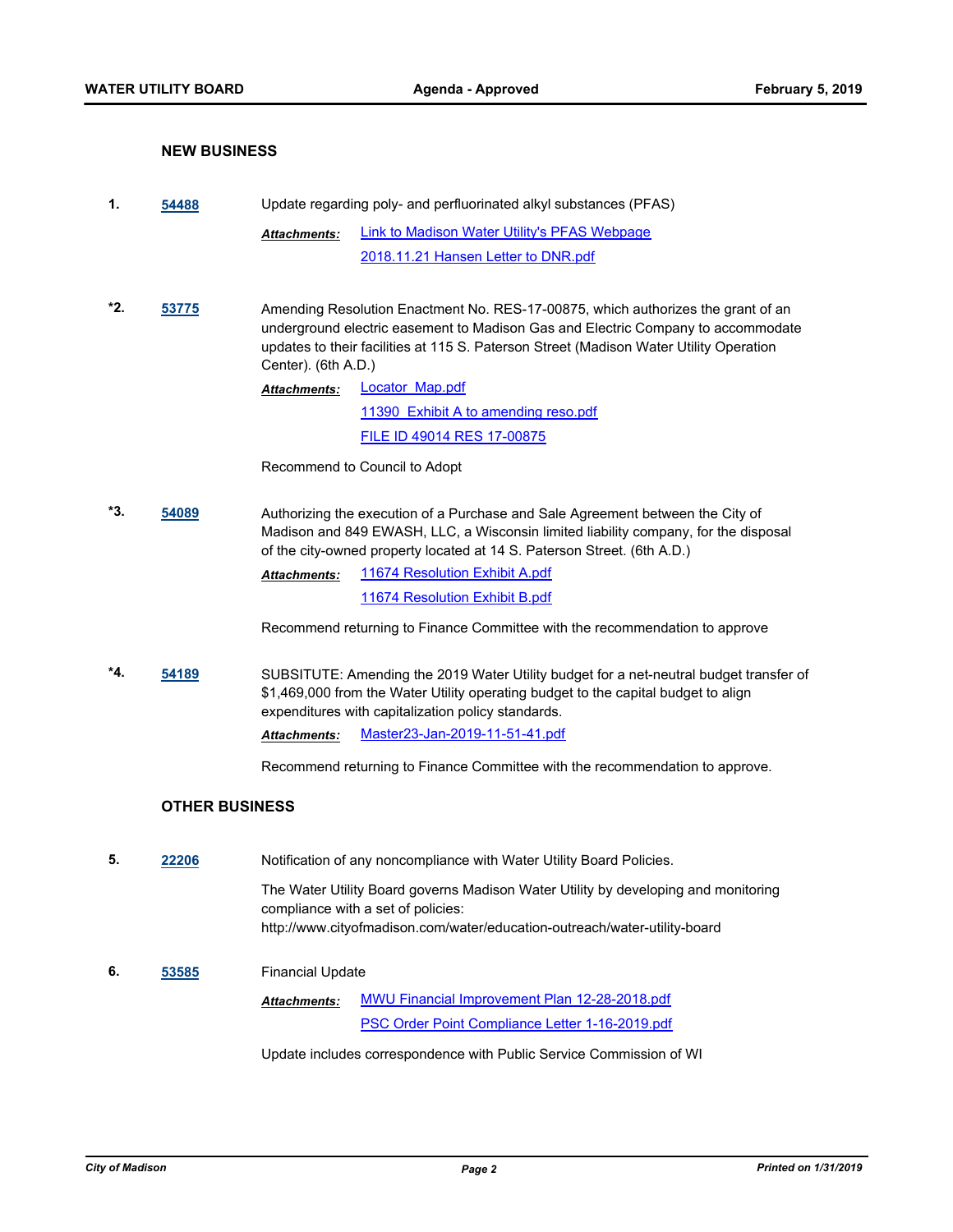## NEW BUSINESS

**1.** **54488** Update regarding poly- and perfluorinated alkyl substances (PFAS)

*Attachments:* Link to Madison Water Utility's PFAS Webpage
2018.11.21 Hansen Letter to DNR.pdf

**\*2.** **53775** Amending Resolution Enactment No. RES-17-00875, which authorizes the grant of an underground electric easement to Madison Gas and Electric Company to accommodate updates to their facilities at 115 S. Paterson Street (Madison Water Utility Operation Center). (6th A.D.)

*Attachments:* Locator_Map.pdf
11390_Exhibit A to amending reso.pdf
FILE ID 49014 RES 17-00875

Recommend to Council to Adopt

**\*3.** **54089** Authorizing the execution of a Purchase and Sale Agreement between the City of Madison and 849 EWASH, LLC, a Wisconsin limited liability company, for the disposal of the city-owned property located at 14 S. Paterson Street. (6th A.D.)

*Attachments:* 11674 Resolution Exhibit A.pdf
11674 Resolution Exhibit B.pdf

Recommend returning to Finance Committee with the recommendation to approve

**\*4.** **54189** SUBSITUTE: Amending the 2019 Water Utility budget for a net-neutral budget transfer of $1,469,000 from the Water Utility operating budget to the capital budget to align expenditures with capitalization policy standards.

*Attachments:* Master23-Jan-2019-11-51-41.pdf

Recommend returning to Finance Committee with the recommendation to approve.

## OTHER BUSINESS

**5.** **22206** Notification of any noncompliance with Water Utility Board Policies.

The Water Utility Board governs Madison Water Utility by developing and monitoring compliance with a set of policies:
http://www.cityofmadison.com/water/education-outreach/water-utility-board

**6.** **53585** Financial Update

*Attachments:* MWU Financial Improvement Plan 12-28-2018.pdf
PSC Order Point Compliance Letter 1-16-2019.pdf

Update includes correspondence with Public Service Commission of WI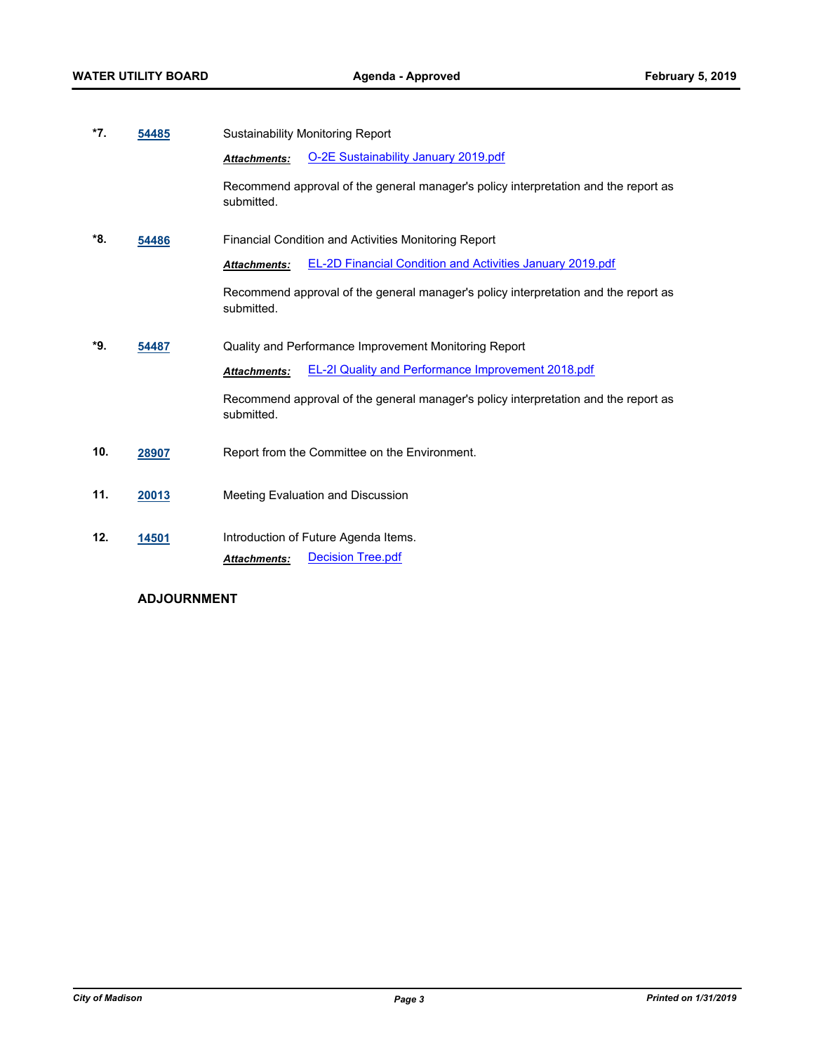*7. **54485** Sustainability Monitoring Report

***Attachments:*** O-2E Sustainability January 2019.pdf

Recommend approval of the general manager's policy interpretation and the report as submitted.

*8. **54486** Financial Condition and Activities Monitoring Report

***Attachments:*** EL-2D Financial Condition and Activities January 2019.pdf

Recommend approval of the general manager's policy interpretation and the report as submitted.

*9. **54487** Quality and Performance Improvement Monitoring Report

***Attachments:*** EL-2I Quality and Performance Improvement 2018.pdf

Recommend approval of the general manager's policy interpretation and the report as submitted.

10. **28907** Report from the Committee on the Environment.

11. **20013** Meeting Evaluation and Discussion

12. **14501** Introduction of Future Agenda Items.

***Attachments:*** Decision Tree.pdf

**ADJOURNMENT**